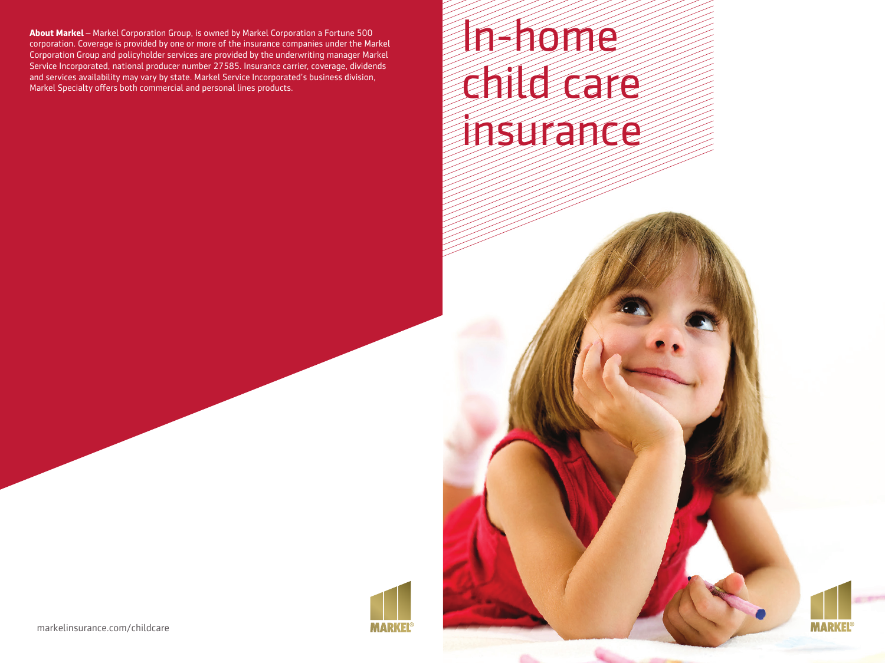# In-home child care insurance

**About Markel** – Markel Corporation Group, is owned by Markel Corporation a Fortune 500 corporation. Coverage is provided by one or more of the insurance companies under the Markel Corporation Group and policyholder services are provided by the underwriting manager Markel Service Incorporated, national producer number 27585. Insurance carrier, coverage, dividends and services availability may vary by state. Markel Service Incorporated's business division, Markel Specialty offers both commercial and personal lines products.

markelinsurance.com/childcare

MARKEL®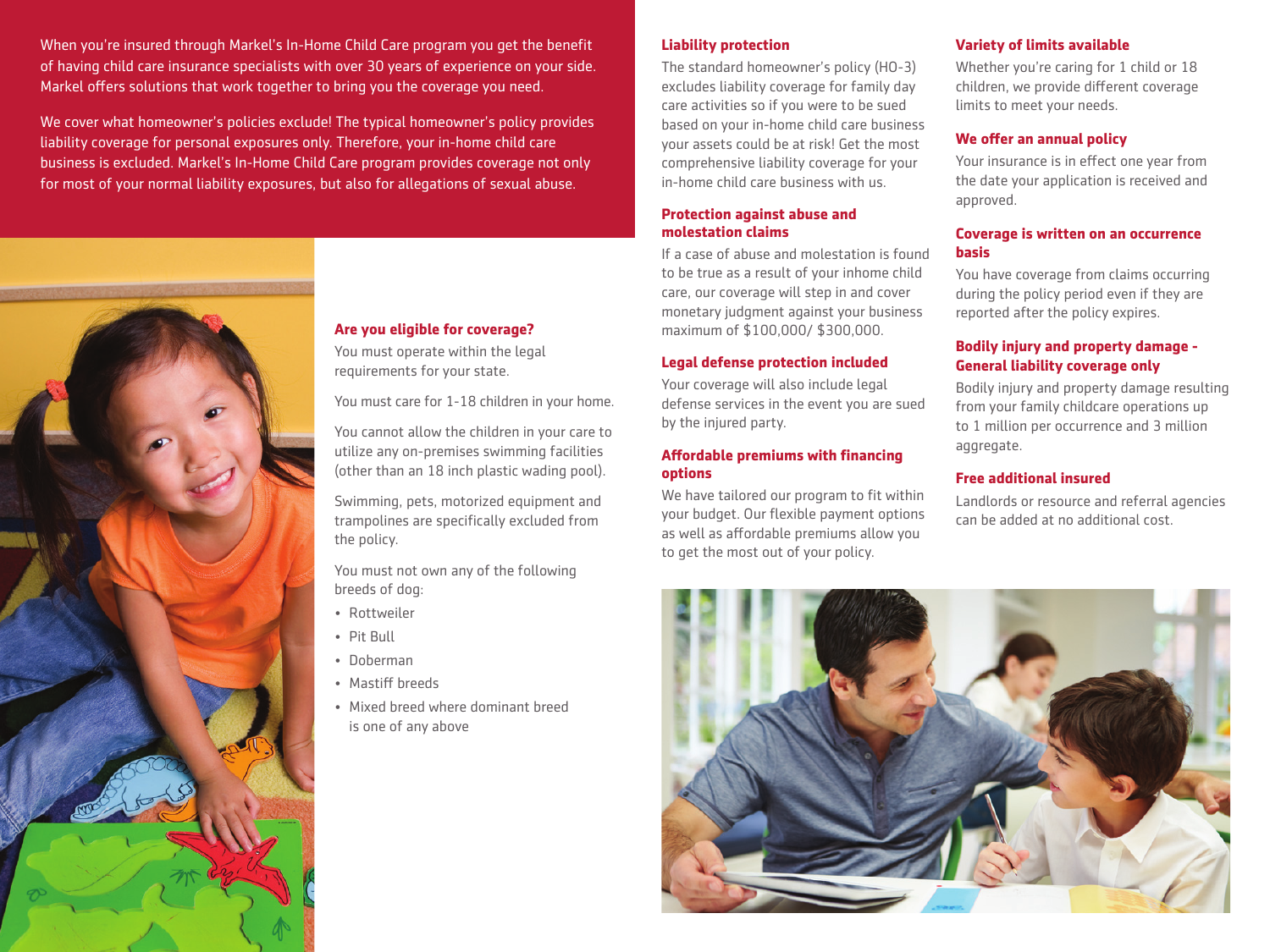When you're insured through Markel's In-Home Child Care program you get the benefit of having child care insurance specialists with over 30 years of experience on your side. Markel offers solutions that work together to bring you the coverage you need.

We cover what homeowner's policies exclude! The typical homeowner's policy provides liability coverage for personal exposures only. Therefore, your in-home child care business is excluded. Markel's In-Home Child Care program provides coverage not only for most of your normal liability exposures, but also for allegations of sexual abuse.

## Are you eligible for coverage?

You must operate within the legal requirements for your state.

You must care for 1-18 children in your home.

You cannot allow the children in your care to utilize any on-premises swimming facilities (other than an 18 inch plastic wading pool).

Swimming, pets, motorized equipment and trampolines are specifically excluded from the policy.

You must not own any of the following breeds of dog:

- Rottweiler
- Pit Bull
- Doberman
- Mastiff breeds
- Mixed breed where dominant breed is one of any above

## Liability protection

The standard homeowner's policy (HO-3) excludes liability coverage for family day care activities so if you were to be sued based on your in-home child care business your assets could be at risk! Get the most comprehensive liability coverage for your in-home child care business with us.

## Protection against abuse and molestation claims

If a case of abuse and molestation is found to be true as a result of your inhome child care, our coverage will step in and cover monetary judgment against your business maximum of $100,000/ $300,000.

## Legal defense protection included

Your coverage will also include legal defense services in the event you are sued by the injured party.

## Affordable premiums with financing options

We have tailored our program to fit within your budget. Our flexible payment options as well as affordable premiums allow you to get the most out of your policy.

## Variety of limits available

Whether you're caring for 1 child or 18 children, we provide different coverage limits to meet your needs.

## We offer an annual policy

Your insurance is in effect one year from the date your application is received and approved.

## Coverage is written on an occurrence basis

You have coverage from claims occurring during the policy period even if they are reported after the policy expires.

## Bodily injury and property damage - General liability coverage only

Bodily injury and property damage resulting from your family childcare operations up to 1 million per occurrence and 3 million aggregate.

## Free additional insured

Landlords or resource and referral agencies can be added at no additional cost.